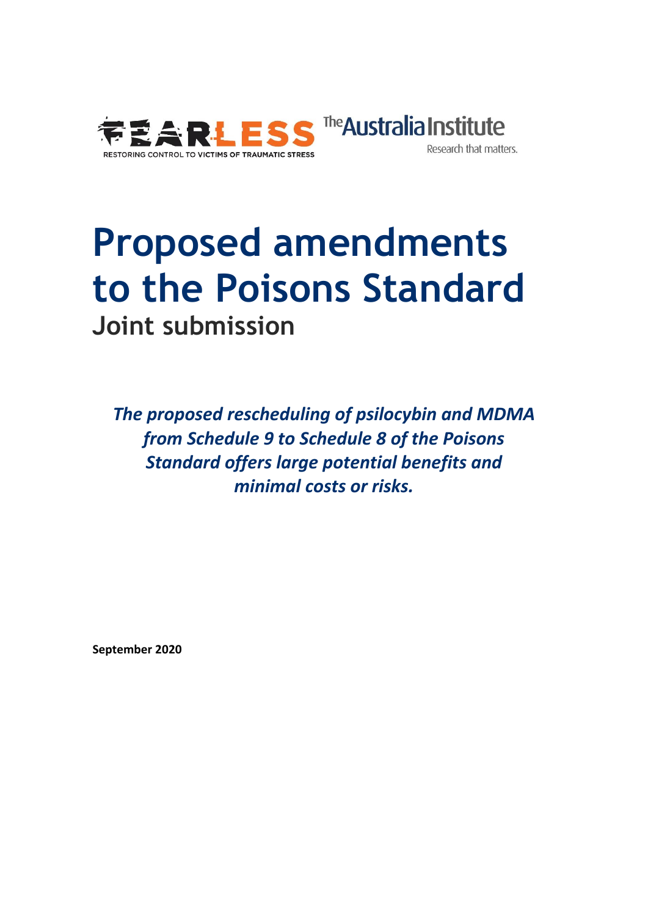FEARLESS
RESTORING CONTROL TO VICTIMS OF TRAUMATIC STRESS

The Australia Institute
Research that matters.

# Proposed amendments to the Poisons Standard

## Joint submission

***The proposed rescheduling of psilocybin and MDMA from Schedule 9 to Schedule 8 of the Poisons Standard offers large potential benefits and minimal costs or risks.***

**September 2020**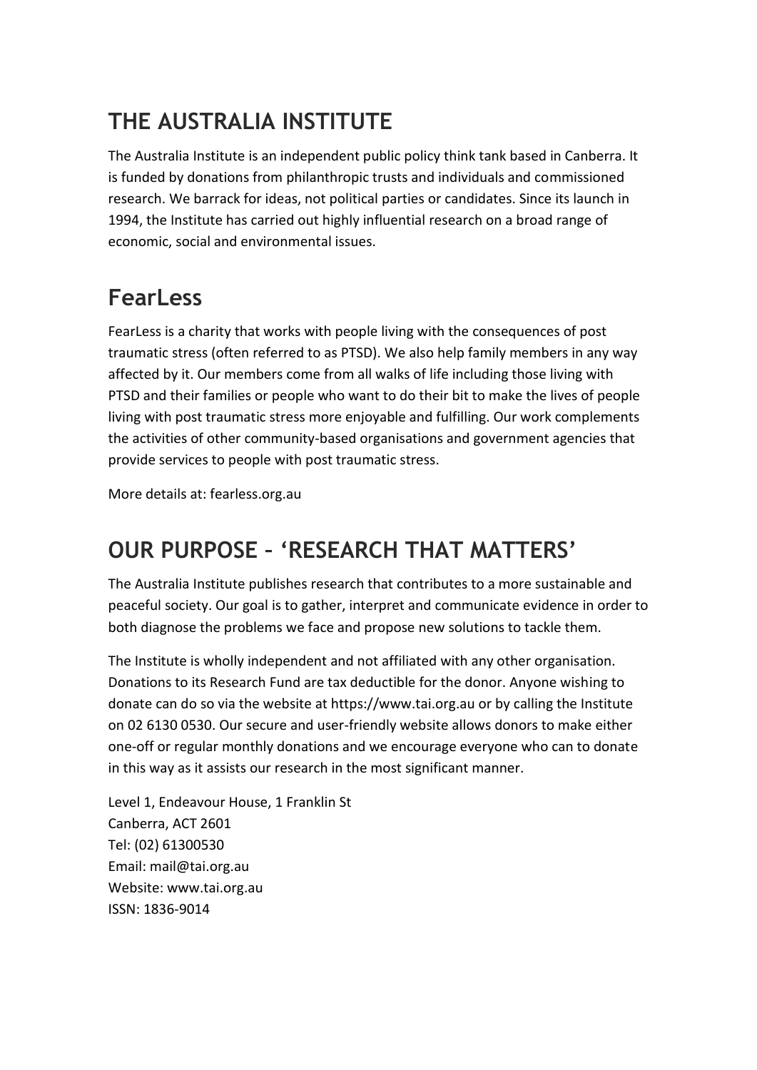## THE AUSTRALIA INSTITUTE

The Australia Institute is an independent public policy think tank based in Canberra. It is funded by donations from philanthropic trusts and individuals and commissioned research. We barrack for ideas, not political parties or candidates. Since its launch in 1994, the Institute has carried out highly influential research on a broad range of economic, social and environmental issues.

## FearLess

FearLess is a charity that works with people living with the consequences of post traumatic stress (often referred to as PTSD). We also help family members in any way affected by it. Our members come from all walks of life including those living with PTSD and their families or people who want to do their bit to make the lives of people living with post traumatic stress more enjoyable and fulfilling. Our work complements the activities of other community-based organisations and government agencies that provide services to people with post traumatic stress.

More details at: fearless.org.au

## OUR PURPOSE – 'RESEARCH THAT MATTERS'

The Australia Institute publishes research that contributes to a more sustainable and peaceful society. Our goal is to gather, interpret and communicate evidence in order to both diagnose the problems we face and propose new solutions to tackle them.

The Institute is wholly independent and not affiliated with any other organisation. Donations to its Research Fund are tax deductible for the donor. Anyone wishing to donate can do so via the website at https://www.tai.org.au or by calling the Institute on 02 6130 0530. Our secure and user-friendly website allows donors to make either one-off or regular monthly donations and we encourage everyone who can to donate in this way as it assists our research in the most significant manner.

Level 1, Endeavour House, 1 Franklin St
Canberra, ACT 2601
Tel: (02) 61300530
Email: mail@tai.org.au
Website: www.tai.org.au
ISSN: 1836-9014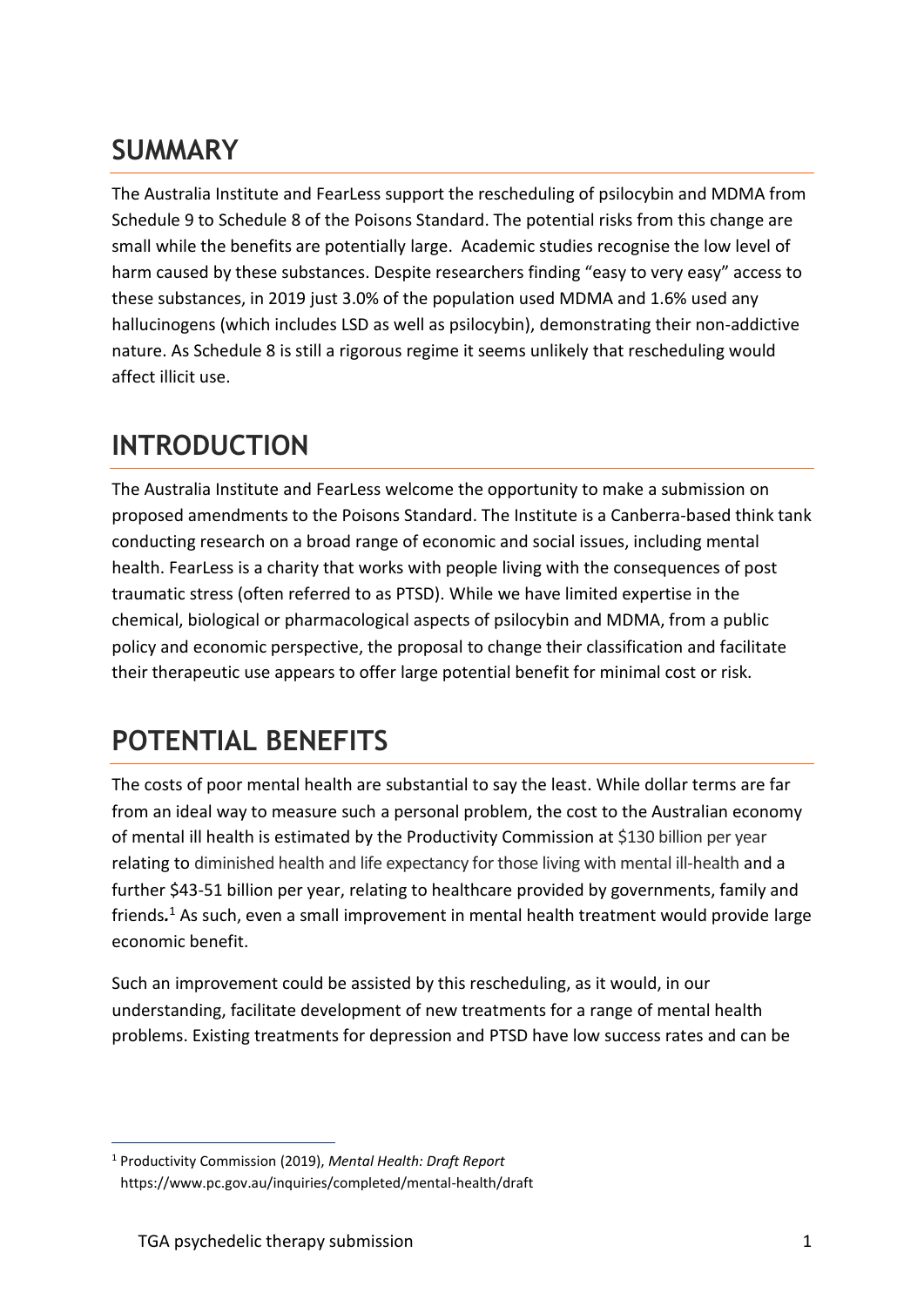## SUMMARY

The Australia Institute and FearLess support the rescheduling of psilocybin and MDMA from Schedule 9 to Schedule 8 of the Poisons Standard. The potential risks from this change are small while the benefits are potentially large. Academic studies recognise the low level of harm caused by these substances. Despite researchers finding "easy to very easy" access to these substances, in 2019 just 3.0% of the population used MDMA and 1.6% used any hallucinogens (which includes LSD as well as psilocybin), demonstrating their non-addictive nature. As Schedule 8 is still a rigorous regime it seems unlikely that rescheduling would affect illicit use.

## INTRODUCTION

The Australia Institute and FearLess welcome the opportunity to make a submission on proposed amendments to the Poisons Standard. The Institute is a Canberra-based think tank conducting research on a broad range of economic and social issues, including mental health. FearLess is a charity that works with people living with the consequences of post traumatic stress (often referred to as PTSD). While we have limited expertise in the chemical, biological or pharmacological aspects of psilocybin and MDMA, from a public policy and economic perspective, the proposal to change their classification and facilitate their therapeutic use appears to offer large potential benefit for minimal cost or risk.

## POTENTIAL BENEFITS

The costs of poor mental health are substantial to say the least. While dollar terms are far from an ideal way to measure such a personal problem, the cost to the Australian economy of mental ill health is estimated by the Productivity Commission at $130 billion per year relating to diminished health and life expectancy for those living with mental ill-health and a further $43-51 billion per year, relating to healthcare provided by governments, family and friends.[1] As such, even a small improvement in mental health treatment would provide large economic benefit.

Such an improvement could be assisted by this rescheduling, as it would, in our understanding, facilitate development of new treatments for a range of mental health problems. Existing treatments for depression and PTSD have low success rates and can be

[1] Productivity Commission (2019), *Mental Health: Draft Report* https://www.pc.gov.au/inquiries/completed/mental-health/draft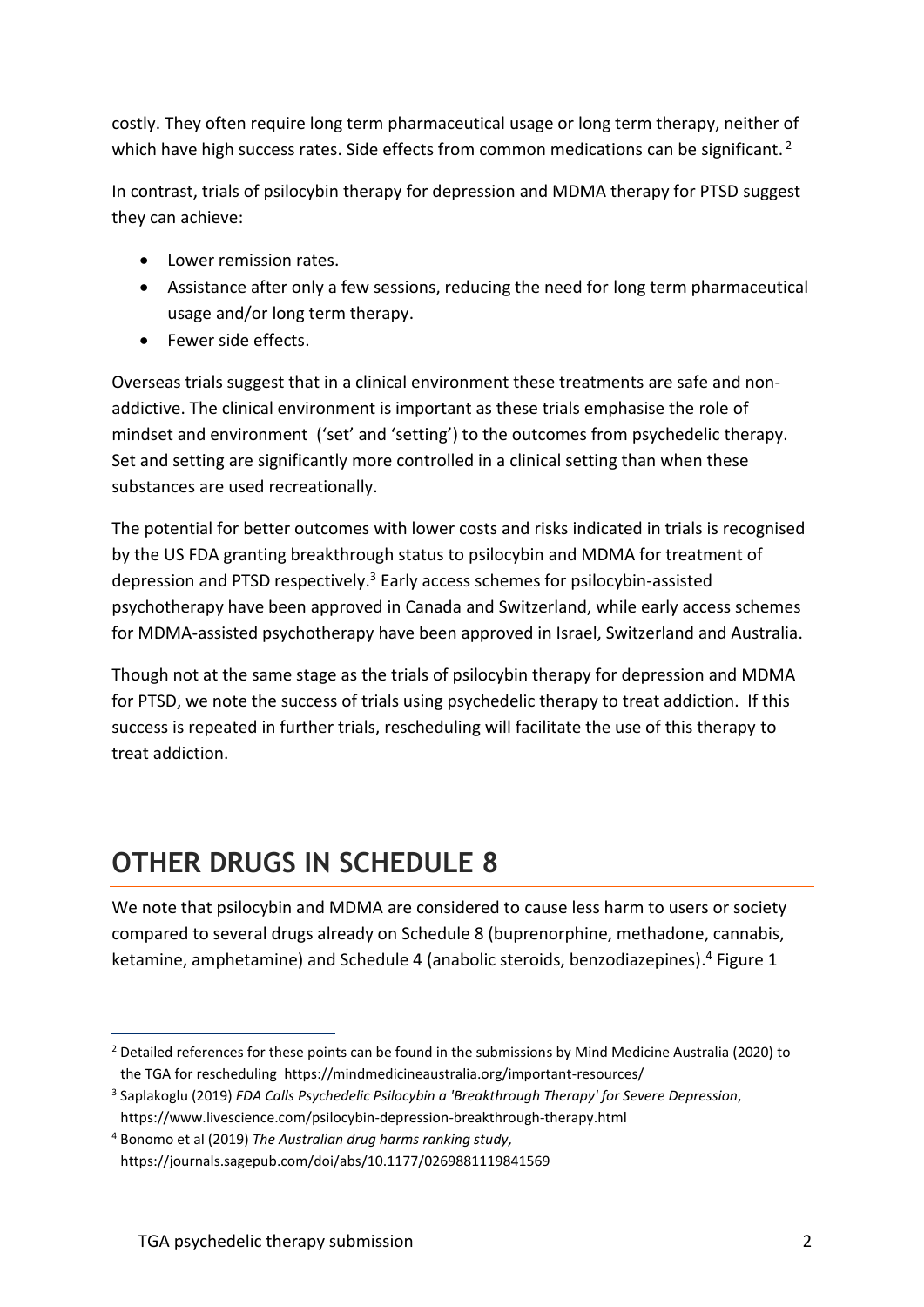costly. They often require long term pharmaceutical usage or long term therapy, neither of which have high success rates. Side effects from common medications can be significant.[2]

In contrast, trials of psilocybin therapy for depression and MDMA therapy for PTSD suggest they can achieve:

- Lower remission rates.
- Assistance after only a few sessions, reducing the need for long term pharmaceutical usage and/or long term therapy.
- Fewer side effects.

Overseas trials suggest that in a clinical environment these treatments are safe and non-addictive. The clinical environment is important as these trials emphasise the role of mindset and environment ('set' and 'setting') to the outcomes from psychedelic therapy. Set and setting are significantly more controlled in a clinical setting than when these substances are used recreationally.

The potential for better outcomes with lower costs and risks indicated in trials is recognised by the US FDA granting breakthrough status to psilocybin and MDMA for treatment of depression and PTSD respectively.[3] Early access schemes for psilocybin-assisted psychotherapy have been approved in Canada and Switzerland, while early access schemes for MDMA-assisted psychotherapy have been approved in Israel, Switzerland and Australia.

Though not at the same stage as the trials of psilocybin therapy for depression and MDMA for PTSD, we note the success of trials using psychedelic therapy to treat addiction. If this success is repeated in further trials, rescheduling will facilitate the use of this therapy to treat addiction.

## OTHER DRUGS IN SCHEDULE 8

We note that psilocybin and MDMA are considered to cause less harm to users or society compared to several drugs already on Schedule 8 (buprenorphine, methadone, cannabis, ketamine, amphetamine) and Schedule 4 (anabolic steroids, benzodiazepines).[4] Figure 1

---

[2] Detailed references for these points can be found in the submissions by Mind Medicine Australia (2020) to the TGA for rescheduling https://mindmedicineaustralia.org/important-resources/

[3] Saplakoglu (2019) *FDA Calls Psychedelic Psilocybin a 'Breakthrough Therapy' for Severe Depression*, https://www.livescience.com/psilocybin-depression-breakthrough-therapy.html

[4] Bonomo et al (2019) *The Australian drug harms ranking study,* https://journals.sagepub.com/doi/abs/10.1177/0269881119841569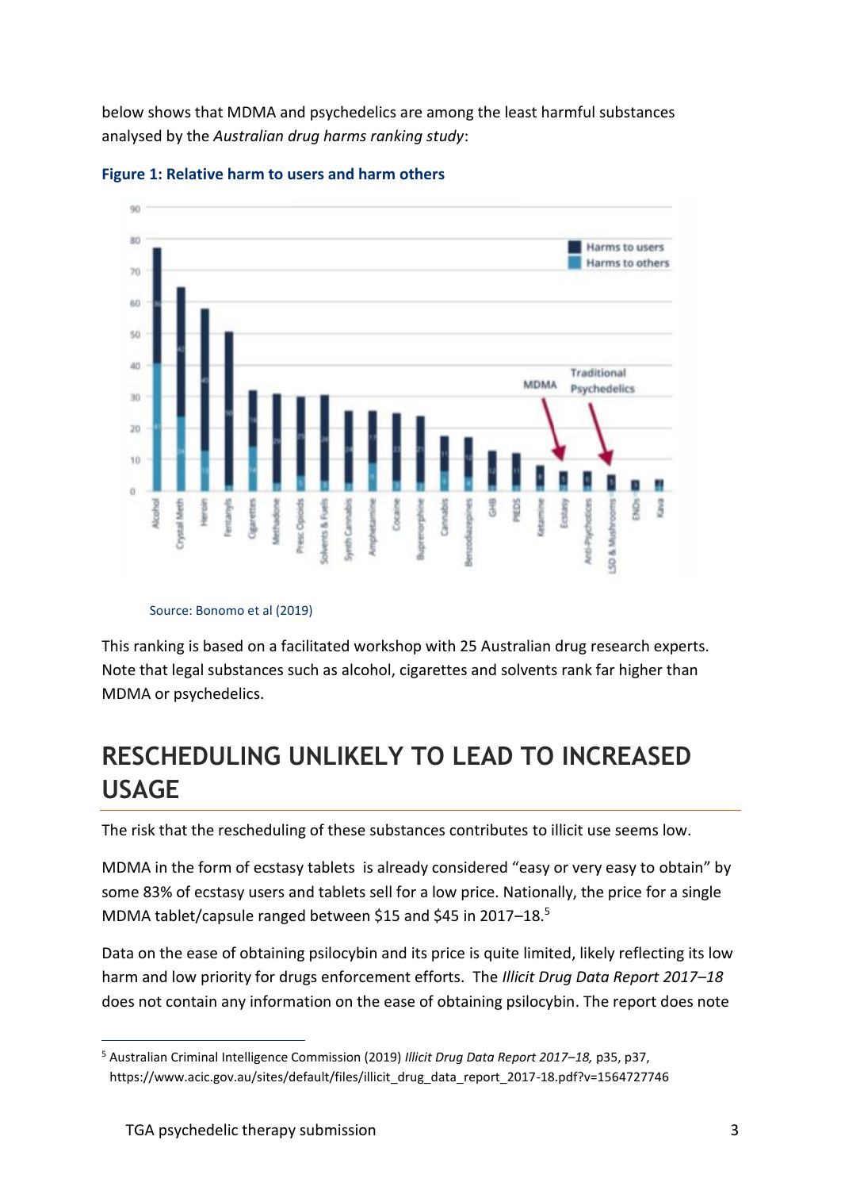below shows that MDMA and psychedelics are among the least harmful substances analysed by the *Australian drug harms ranking study*:

**Figure 1: Relative harm to users and harm others**

Source: Bonomo et al (2019)

This ranking is based on a facilitated workshop with 25 Australian drug research experts. Note that legal substances such as alcohol, cigarettes and solvents rank far higher than MDMA or psychedelics.

## RESCHEDULING UNLIKELY TO LEAD TO INCREASED USAGE

The risk that the rescheduling of these substances contributes to illicit use seems low.

MDMA in the form of ecstasy tablets is already considered "easy or very easy to obtain" by some 83% of ecstasy users and tablets sell for a low price. Nationally, the price for a single MDMA tablet/capsule ranged between $15 and $45 in 2017–18.[5]

Data on the ease of obtaining psilocybin and its price is quite limited, likely reflecting its low harm and low priority for drugs enforcement efforts. The *Illicit Drug Data Report 2017–18* does not contain any information on the ease of obtaining psilocybin. The report does note

[5] Australian Criminal Intelligence Commission (2019) *Illicit Drug Data Report 2017–18,* p35, p37, https://www.acic.gov.au/sites/default/files/illicit_drug_data_report_2017-18.pdf?v=1564727746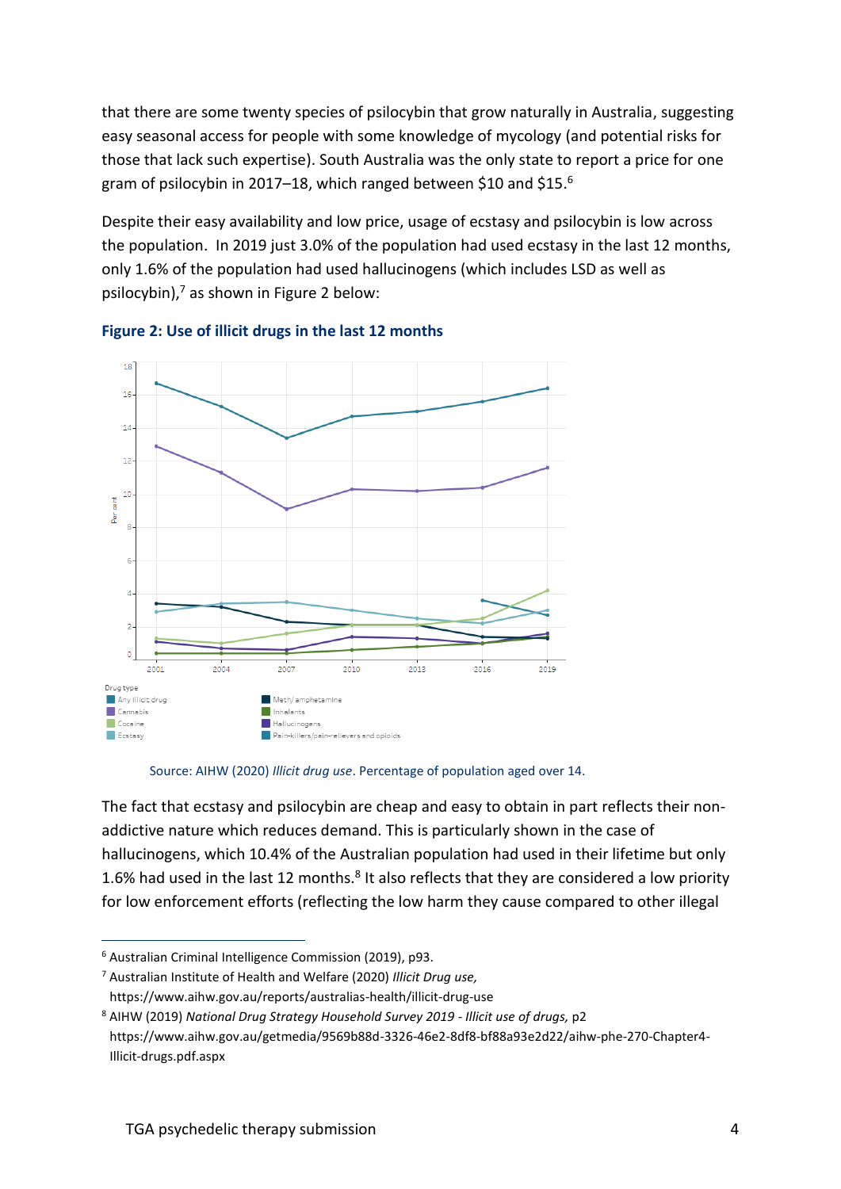that there are some twenty species of psilocybin that grow naturally in Australia, suggesting easy seasonal access for people with some knowledge of mycology (and potential risks for those that lack such expertise). South Australia was the only state to report a price for one gram of psilocybin in 2017–18, which ranged between $10 and $15.[6]

Despite their easy availability and low price, usage of ecstasy and psilocybin is low across the population. In 2019 just 3.0% of the population had used ecstasy in the last 12 months, only 1.6% of the population had used hallucinogens (which includes LSD as well as psilocybin),[7] as shown in Figure 2 below:

**Figure 2: Use of illicit drugs in the last 12 months**

Source: AIHW (2020) *Illicit drug use*. Percentage of population aged over 14.

The fact that ecstasy and psilocybin are cheap and easy to obtain in part reflects their non-addictive nature which reduces demand. This is particularly shown in the case of hallucinogens, which 10.4% of the Australian population had used in their lifetime but only 1.6% had used in the last 12 months.[8] It also reflects that they are considered a low priority for low enforcement efforts (reflecting the low harm they cause compared to other illegal

---

[6] Australian Criminal Intelligence Commission (2019), p93.

[7] Australian Institute of Health and Welfare (2020) *Illicit Drug use,* https://www.aihw.gov.au/reports/australias-health/illicit-drug-use

[8] AIHW (2019) *National Drug Strategy Household Survey 2019 - Illicit use of drugs,* p2 https://www.aihw.gov.au/getmedia/9569b88d-3326-46e2-8df8-bf88a93e2d22/aihw-phe-270-Chapter4-Illicit-drugs.pdf.aspx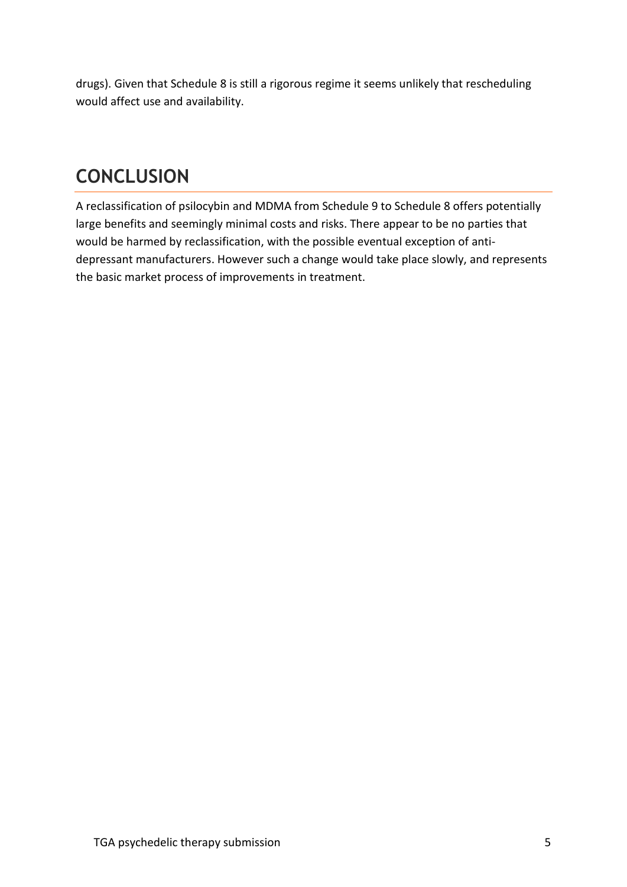drugs). Given that Schedule 8 is still a rigorous regime it seems unlikely that rescheduling would affect use and availability.

## CONCLUSION

A reclassification of psilocybin and MDMA from Schedule 9 to Schedule 8 offers potentially large benefits and seemingly minimal costs and risks. There appear to be no parties that would be harmed by reclassification, with the possible eventual exception of anti-depressant manufacturers. However such a change would take place slowly, and represents the basic market process of improvements in treatment.